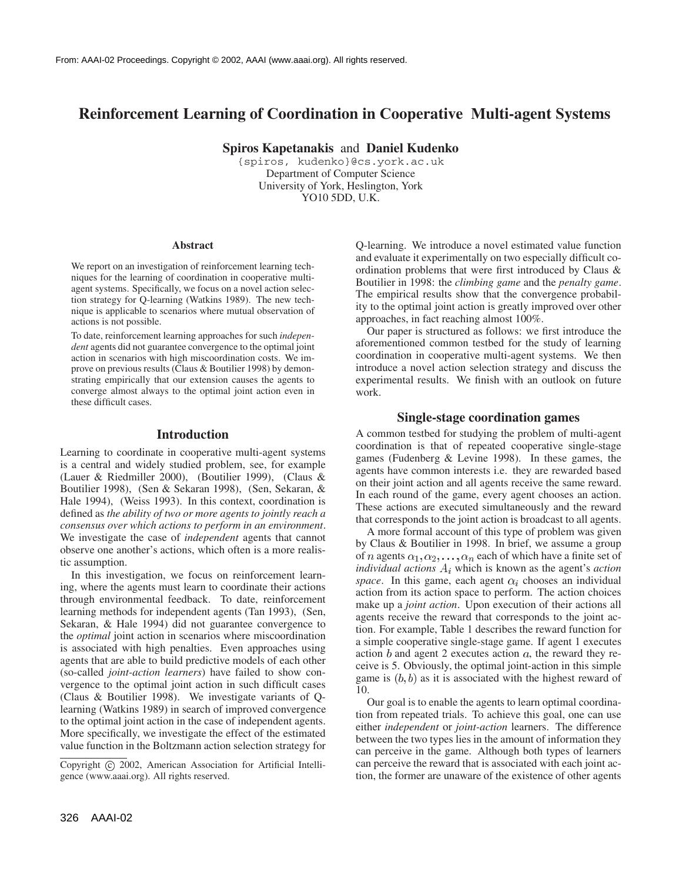# Reinforcement Learning of Coordination in Cooperative Multi-agent Systems

**Spiros Kapetanakis** and **Daniel Kudenko**

{spiros, kudenko}@cs.york.ac.uk
Department of Computer Science
University of York, Heslington, York
YO10 5DD, U.K.

### Abstract

We report on an investigation of reinforcement learning techniques for the learning of coordination in cooperative multi-agent systems. Specifically, we focus on a novel action selection strategy for Q-learning (Watkins 1989). The new technique is applicable to scenarios where mutual observation of actions is not possible.

To date, reinforcement learning approaches for such *independent* agents did not guarantee convergence to the optimal joint action in scenarios with high miscoordination costs. We improve on previous results (Claus & Boutilier 1998) by demonstrating empirically that our extension causes the agents to converge almost always to the optimal joint action even in these difficult cases.

## Introduction

Learning to coordinate in cooperative multi-agent systems is a central and widely studied problem, see, for example (Lauer & Riedmiller 2000), (Boutilier 1999), (Claus & Boutilier 1998), (Sen & Sekaran 1998), (Sen, Sekaran, & Hale 1994), (Weiss 1993). In this context, coordination is defined as *the ability of two or more agents to jointly reach a consensus over which actions to perform in an environment*. We investigate the case of *independent* agents that cannot observe one another's actions, which often is a more realistic assumption.

In this investigation, we focus on reinforcement learning, where the agents must learn to coordinate their actions through environmental feedback. To date, reinforcement learning methods for independent agents (Tan 1993), (Sen, Sekaran, & Hale 1994) did not guarantee convergence to the *optimal* joint action in scenarios where miscoordination is associated with high penalties. Even approaches using agents that are able to build predictive models of each other (so-called *joint-action learners*) have failed to show convergence to the optimal joint action in such difficult cases (Claus & Boutilier 1998). We investigate variants of Q-learning (Watkins 1989) in search of improved convergence to the optimal joint action in the case of independent agents. More specifically, we investigate the effect of the estimated value function in the Boltzmann action selection strategy for Q-learning. We introduce a novel estimated value function and evaluate it experimentally on two especially difficult coordination problems that were first introduced by Claus & Boutilier in 1998: the *climbing game* and the *penalty game*. The empirical results show that the convergence probability to the optimal joint action is greatly improved over other approaches, in fact reaching almost 100%.

Our paper is structured as follows: we first introduce the aforementioned common testbed for the study of learning coordination in cooperative multi-agent systems. We then introduce a novel action selection strategy and discuss the experimental results. We finish with an outlook on future work.

## Single-stage coordination games

A common testbed for studying the problem of multi-agent coordination is that of repeated cooperative single-stage games (Fudenberg & Levine 1998). In these games, the agents have common interests i.e. they are rewarded based on their joint action and all agents receive the same reward. In each round of the game, every agent chooses an action. These actions are executed simultaneously and the reward that corresponds to the joint action is broadcast to all agents.

A more formal account of this type of problem was given by Claus & Boutilier in 1998. In brief, we assume a group of $n$ agents $\alpha_1, \alpha_2, \ldots, \alpha_n$ each of which have a finite set of *individual actions* $A_i$ which is known as the agent's *action space*. In this game, each agent $\alpha_i$ chooses an individual action from its action space to perform. The action choices make up a *joint action*. Upon execution of their actions all agents receive the reward that corresponds to the joint action. For example, Table 1 describes the reward function for a simple cooperative single-stage game. If agent 1 executes action $b$ and agent 2 executes action $a$, the reward they receive is 5. Obviously, the optimal joint-action in this simple game is $(b, b)$ as it is associated with the highest reward of 10.

Our goal is to enable the agents to learn optimal coordination from repeated trials. To achieve this goal, one can use either *independent* or *joint-action* learners. The difference between the two types lies in the amount of information they can perceive in the game. Although both types of learners can perceive the reward that is associated with each joint action, the former are unaware of the existence of other agents

Copyright © 2002, American Association for Artificial Intelligence (www.aaai.org). All rights reserved.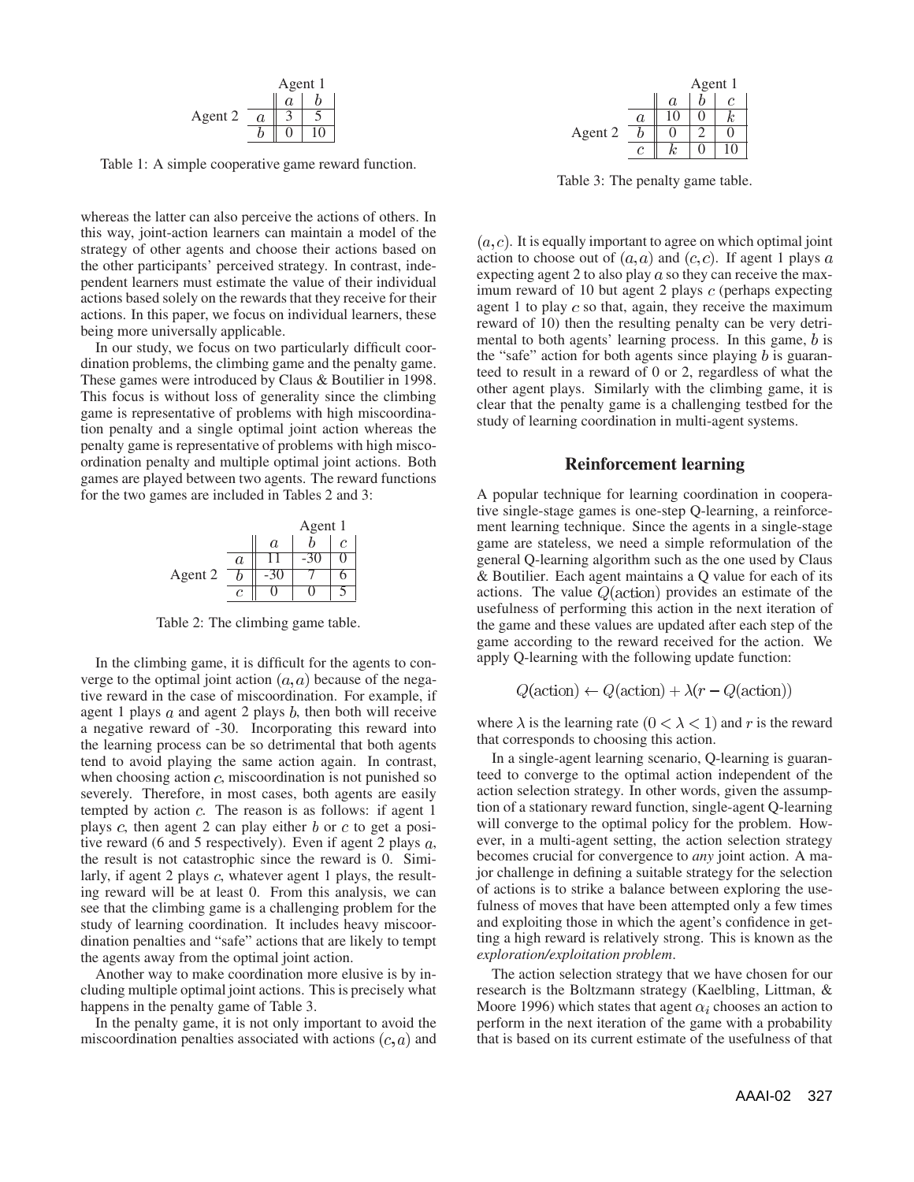| | | Agent 1 | |
|---|---|---|---|
| | | $a$ | $b$ |
| Agent 2 | $a$ | 3 | 5 |
| | $b$ | 0 | 10 |

Table 1: A simple cooperative game reward function.

whereas the latter can also perceive the actions of others. In this way, joint-action learners can maintain a model of the strategy of other agents and choose their actions based on the other participants' perceived strategy. In contrast, independent learners must estimate the value of their individual actions based solely on the rewards that they receive for their actions. In this paper, we focus on individual learners, these being more universally applicable.

In our study, we focus on two particularly difficult coordination problems, the climbing game and the penalty game. These games were introduced by Claus & Boutilier in 1998. This focus is without loss of generality since the climbing game is representative of problems with high miscoordination penalty and a single optimal joint action whereas the penalty game is representative of problems with high miscoordination penalty and multiple optimal joint actions. Both games are played between two agents. The reward functions for the two games are included in Tables 2 and 3:

| | | Agent 1 | | |
|---|---|---|---|---|
| | | $a$ | $b$ | $c$ |
| Agent 2 | $a$ | 11 | -30 | 0 |
| | $b$ | -30 | 7 | 6 |
| | $c$ | 0 | 0 | 5 |

Table 2: The climbing game table.

In the climbing game, it is difficult for the agents to converge to the optimal joint action $(a, a)$ because of the negative reward in the case of miscoordination. For example, if agent 1 plays $a$ and agent 2 plays $b$, then both will receive a negative reward of -30. Incorporating this reward into the learning process can be so detrimental that both agents tend to avoid playing the same action again. In contrast, when choosing action $c$, miscoordination is not punished so severely. Therefore, in most cases, both agents are easily tempted by action $c$. The reason is as follows: if agent 1 plays $c$, then agent 2 can play either $b$ or $c$ to get a positive reward (6 and 5 respectively). Even if agent 2 plays $a$, the result is not catastrophic since the reward is 0. Similarly, if agent 2 plays $c$, whatever agent 1 plays, the resulting reward will be at least 0. From this analysis, we can see that the climbing game is a challenging problem for the study of learning coordination. It includes heavy miscoordination penalties and "safe" actions that are likely to tempt the agents away from the optimal joint action.

Another way to make coordination more elusive is by including multiple optimal joint actions. This is precisely what happens in the penalty game of Table 3.

In the penalty game, it is not only important to avoid the miscoordination penalties associated with actions $(c, a)$ and

| | | Agent 1 | | |
|---|---|---|---|---|
| | | $a$ | $b$ | $c$ |
| Agent 2 | $a$ | 10 | 0 | $k$ |
| | $b$ | 0 | 2 | 0 |
| | $c$ | $k$ | 0 | 10 |

Table 3: The penalty game table.

$(a, c)$. It is equally important to agree on which optimal joint action to choose out of $(a, a)$ and $(c, c)$. If agent 1 plays $a$ expecting agent 2 to also play $a$ so they can receive the maximum reward of 10 but agent 2 plays $c$ (perhaps expecting agent 1 to play $c$ so that, again, they receive the maximum reward of 10) then the resulting penalty can be very detrimental to both agents' learning process. In this game, $b$ is the "safe" action for both agents since playing $b$ is guaranteed to result in a reward of 0 or 2, regardless of what the other agent plays. Similarly with the climbing game, it is clear that the penalty game is a challenging testbed for the study of learning coordination in multi-agent systems.

## Reinforcement learning

A popular technique for learning coordination in cooperative single-stage games is one-step Q-learning, a reinforcement learning technique. Since the agents in a single-stage game are stateless, we need a simple reformulation of the general Q-learning algorithm such as the one used by Claus & Boutilier. Each agent maintains a Q value for each of its actions. The value $Q(\text{action})$ provides an estimate of the usefulness of performing this action in the next iteration of the game and these values are updated after each step of the game according to the reward received for the action. We apply Q-learning with the following update function:

$$Q(\text{action}) \leftarrow Q(\text{action}) + \lambda(r - Q(\text{action}))$$

where $\lambda$ is the learning rate $(0 < \lambda < 1)$ and $r$ is the reward that corresponds to choosing this action.

In a single-agent learning scenario, Q-learning is guaranteed to converge to the optimal action independent of the action selection strategy. In other words, given the assumption of a stationary reward function, single-agent Q-learning will converge to the optimal policy for the problem. However, in a multi-agent setting, the action selection strategy becomes crucial for convergence to *any* joint action. A major challenge in defining a suitable strategy for the selection of actions is to strike a balance between exploring the usefulness of moves that have been attempted only a few times and exploiting those in which the agent's confidence in getting a high reward is relatively strong. This is known as the *exploration/exploitation problem*.

The action selection strategy that we have chosen for our research is the Boltzmann strategy (Kaelbling, Littman, & Moore 1996) which states that agent $\alpha_i$ chooses an action to perform in the next iteration of the game with a probability that is based on its current estimate of the usefulness of that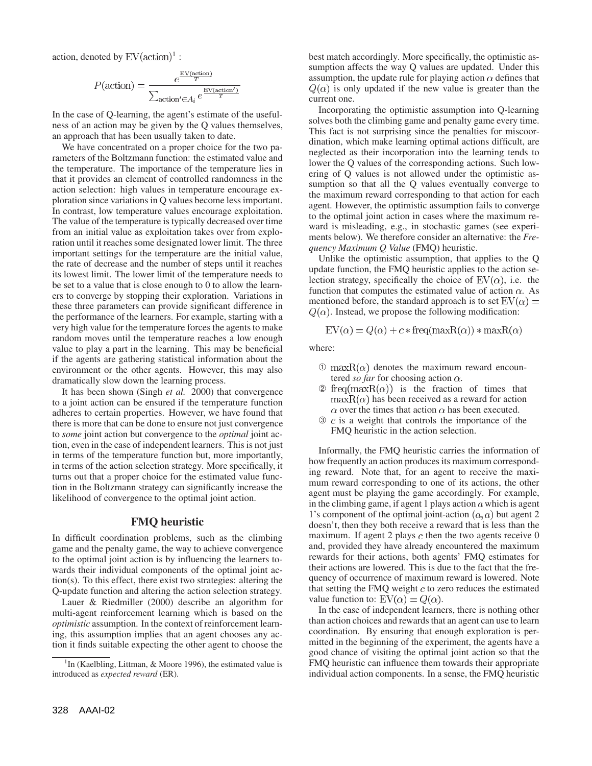action, denoted by $\mathrm{EV}(\mathrm{action})$[1] :

$$P(\mathrm{action}) = \frac{e^{\frac{\mathrm{EV(action)}}{T}}}{\sum_{\mathrm{action}' \in A_i} e^{\frac{\mathrm{EV(action')}}{T}}}$$

In the case of Q-learning, the agent's estimate of the usefulness of an action may be given by the Q values themselves, an approach that has been usually taken to date.

We have concentrated on a proper choice for the two parameters of the Boltzmann function: the estimated value and the temperature. The importance of the temperature lies in that it provides an element of controlled randomness in the action selection: high values in temperature encourage exploration since variations in Q values become less important. In contrast, low temperature values encourage exploitation. The value of the temperature is typically decreased over time from an initial value as exploitation takes over from exploration until it reaches some designated lower limit. The three important settings for the temperature are the initial value, the rate of decrease and the number of steps until it reaches its lowest limit. The lower limit of the temperature needs to be set to a value that is close enough to 0 to allow the learners to converge by stopping their exploration. Variations in these three parameters can provide significant difference in the performance of the learners. For example, starting with a very high value for the temperature forces the agents to make random moves until the temperature reaches a low enough value to play a part in the learning. This may be beneficial if the agents are gathering statistical information about the environment or the other agents. However, this may also dramatically slow down the learning process.

It has been shown (Singh *et al.* 2000) that convergence to a joint action can be ensured if the temperature function adheres to certain properties. However, we have found that there is more that can be done to ensure not just convergence to *some* joint action but convergence to the *optimal* joint action, even in the case of independent learners. This is not just in terms of the temperature function but, more importantly, in terms of the action selection strategy. More specifically, it turns out that a proper choice for the estimated value function in the Boltzmann strategy can significantly increase the likelihood of convergence to the optimal joint action.

## FMQ heuristic

In difficult coordination problems, such as the climbing game and the penalty game, the way to achieve convergence to the optimal joint action is by influencing the learners towards their individual components of the optimal joint action(s). To this effect, there exist two strategies: altering the Q-update function and altering the action selection strategy.

Lauer & Riedmiller (2000) describe an algorithm for multi-agent reinforcement learning which is based on the *optimistic* assumption. In the context of reinforcement learning, this assumption implies that an agent chooses any action it finds suitable expecting the other agent to choose the best match accordingly. More specifically, the optimistic assumption affects the way Q values are updated. Under this assumption, the update rule for playing action $\alpha$ defines that $Q(\alpha)$ is only updated if the new value is greater than the current one.

Incorporating the optimistic assumption into Q-learning solves both the climbing game and penalty game every time. This fact is not surprising since the penalties for miscoordination, which make learning optimal actions difficult, are neglected as their incorporation into the learning tends to lower the Q values of the corresponding actions. Such lowering of Q values is not allowed under the optimistic assumption so that all the Q values eventually converge to the maximum reward corresponding to that action for each agent. However, the optimistic assumption fails to converge to the optimal joint action in cases where the maximum reward is misleading, e.g., in stochastic games (see experiments below). We therefore consider an alternative: the *Frequency Maximum Q Value* (FMQ) heuristic.

Unlike the optimistic assumption, that applies to the Q update function, the FMQ heuristic applies to the action selection strategy, specifically the choice of $\mathrm{EV}(\alpha)$, i.e. the function that computes the estimated value of action $\alpha$. As mentioned before, the standard approach is to set $\mathrm{EV}(\alpha) = Q(\alpha)$. Instead, we propose the following modification:

$$\mathrm{EV}(\alpha) = Q(\alpha) + c * \mathrm{freq}(\mathrm{maxR}(\alpha)) * \mathrm{maxR}(\alpha)$$

where:

① $\mathrm{maxR}(\alpha)$ denotes the maximum reward encountered *so far* for choosing action $\alpha$.

② $\mathrm{freq}(\mathrm{maxR}(\alpha))$ is the fraction of times that $\mathrm{maxR}(\alpha)$ has been received as a reward for action $\alpha$ over the times that action $\alpha$ has been executed.

③ $c$ is a weight that controls the importance of the FMQ heuristic in the action selection.

Informally, the FMQ heuristic carries the information of how frequently an action produces its maximum corresponding reward. Note that, for an agent to receive the maximum reward corresponding to one of its actions, the other agent must be playing the game accordingly. For example, in the climbing game, if agent 1 plays action $a$ which is agent 1's component of the optimal joint-action $(a, a)$ but agent 2 doesn't, then they both receive a reward that is less than the maximum. If agent 2 plays $c$ then the two agents receive 0 and, provided they have already encountered the maximum rewards for their actions, both agents' FMQ estimates for their actions are lowered. This is due to the fact that the frequency of occurrence of maximum reward is lowered. Note that setting the FMQ weight $c$ to zero reduces the estimated value function to: $\mathrm{EV}(\alpha) = Q(\alpha)$.

In the case of independent learners, there is nothing other than action choices and rewards that an agent can use to learn coordination. By ensuring that enough exploration is permitted in the beginning of the experiment, the agents have a good chance of visiting the optimal joint action so that the FMQ heuristic can influence them towards their appropriate individual action components. In a sense, the FMQ heuristic

[1] In (Kaelbling, Littman, & Moore 1996), the estimated value is introduced as *expected reward* (ER).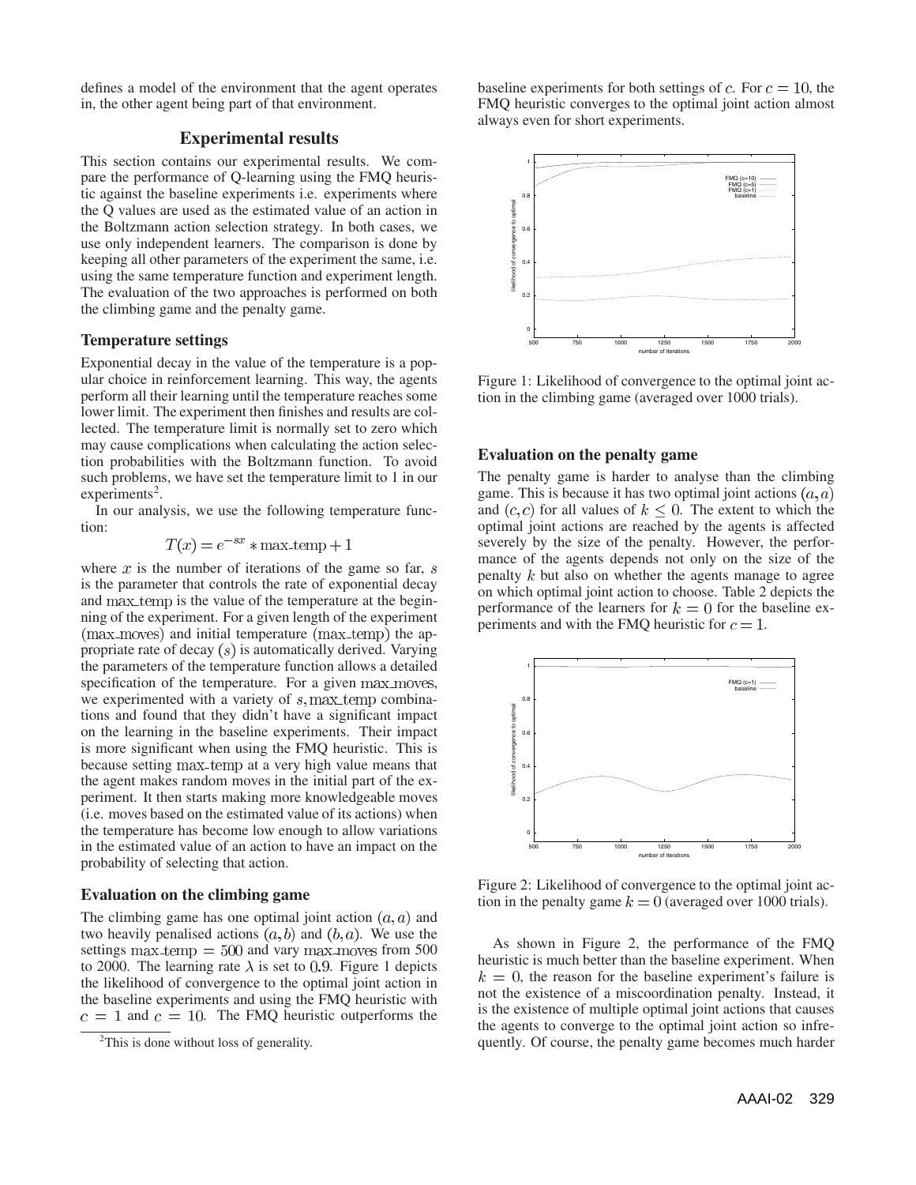defines a model of the environment that the agent operates in, the other agent being part of that environment.

## Experimental results

This section contains our experimental results. We compare the performance of Q-learning using the FMQ heuristic against the baseline experiments i.e. experiments where the Q values are used as the estimated value of an action in the Boltzmann action selection strategy. In both cases, we use only independent learners. The comparison is done by keeping all other parameters of the experiment the same, i.e. using the same temperature function and experiment length. The evaluation of the two approaches is performed on both the climbing game and the penalty game.

### Temperature settings

Exponential decay in the value of the temperature is a popular choice in reinforcement learning. This way, the agents perform all their learning until the temperature reaches some lower limit. The experiment then finishes and results are collected. The temperature limit is normally set to zero which may cause complications when calculating the action selection probabilities with the Boltzmann function. To avoid such problems, we have set the temperature limit to 1 in our experiments[2].

In our analysis, we use the following temperature function:

$$T(x) = e^{-sx} * \text{max\_temp} + 1$$

where $x$ is the number of iterations of the game so far, $s$ is the parameter that controls the rate of exponential decay and $\text{max\_temp}$ is the value of the temperature at the beginning of the experiment. For a given length of the experiment ($\text{max\_moves}$) and initial temperature ($\text{max\_temp}$) the appropriate rate of decay ($s$) is automatically derived. Varying the parameters of the temperature function allows a detailed specification of the temperature. For a given $\text{max\_moves}$, we experimented with a variety of $s, \text{max\_temp}$ combinations and found that they didn't have a significant impact on the learning in the baseline experiments. Their impact is more significant when using the FMQ heuristic. This is because setting $\text{max\_temp}$ at a very high value means that the agent makes random moves in the initial part of the experiment. It then starts making more knowledgeable moves (i.e. moves based on the estimated value of its actions) when the temperature has become low enough to allow variations in the estimated value of an action to have an impact on the probability of selecting that action.

### Evaluation on the climbing game

The climbing game has one optimal joint action $(a, a)$ and two heavily penalised actions $(a, b)$ and $(b, a)$. We use the settings $\text{max\_temp} = 500$ and vary $\text{max\_moves}$ from 500 to 2000. The learning rate $\lambda$ is set to $0.9$. Figure 1 depicts the likelihood of convergence to the optimal joint action in the baseline experiments and using the FMQ heuristic with $c = 1$ and $c = 10$. The FMQ heuristic outperforms the baseline experiments for both settings of $c$. For $c = 10$, the FMQ heuristic converges to the optimal joint action almost always even for short experiments.

Figure 1: Likelihood of convergence to the optimal joint action in the climbing game (averaged over 1000 trials).

### Evaluation on the penalty game

The penalty game is harder to analyse than the climbing game. This is because it has two optimal joint actions $(a, a)$ and $(c, c)$ for all values of $k \leq 0$. The extent to which the optimal joint actions are reached by the agents is affected severely by the size of the penalty. However, the performance of the agents depends not only on the size of the penalty $k$ but also on whether the agents manage to agree on which optimal joint action to choose. Table 2 depicts the performance of the learners for $k = 0$ for the baseline experiments and with the FMQ heuristic for $c = 1$.

Figure 2: Likelihood of convergence to the optimal joint action in the penalty game $k = 0$ (averaged over 1000 trials).

As shown in Figure 2, the performance of the FMQ heuristic is much better than the baseline experiment. When $k = 0$, the reason for the baseline experiment's failure is not the existence of a miscoordination penalty. Instead, it is the existence of multiple optimal joint actions that causes the agents to converge to the optimal joint action so infrequently. Of course, the penalty game becomes much harder

[2] This is done without loss of generality.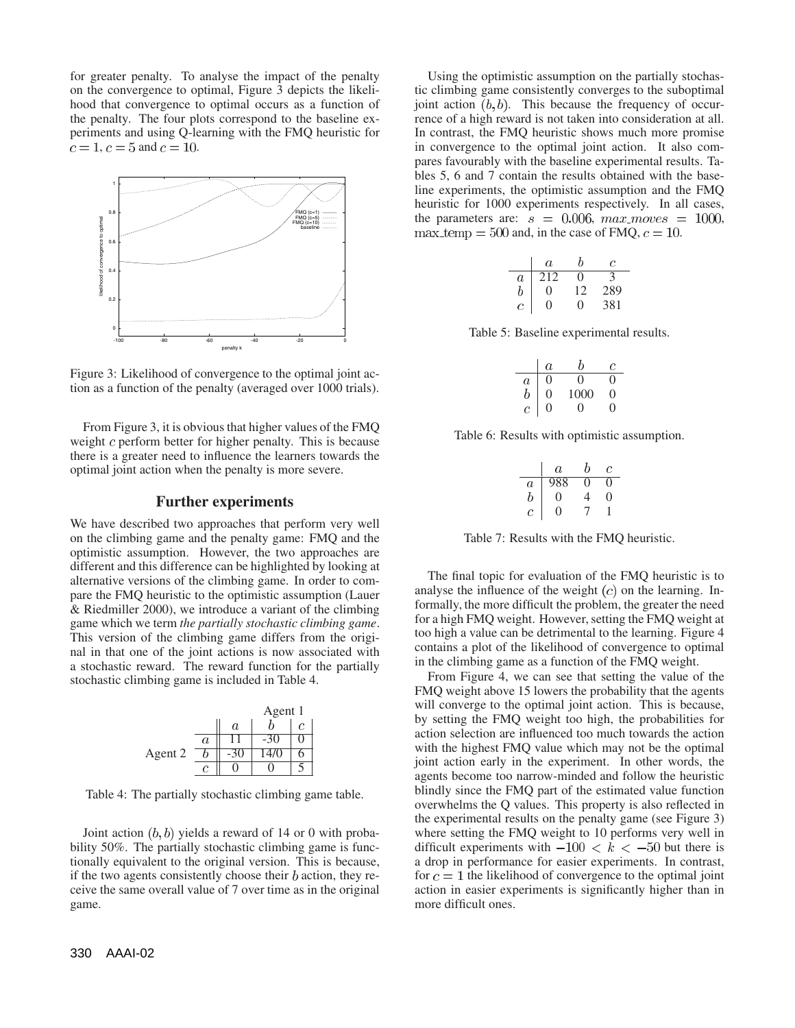for greater penalty. To analyse the impact of the penalty on the convergence to optimal, Figure 3 depicts the likelihood that convergence to optimal occurs as a function of the penalty. The four plots correspond to the baseline experiments and using Q-learning with the FMQ heuristic for $c = 1$, $c = 5$ and $c = 10$.

Figure 3: Likelihood of convergence to the optimal joint action as a function of the penalty (averaged over 1000 trials).

From Figure 3, it is obvious that higher values of the FMQ weight $c$ perform better for higher penalty. This is because there is a greater need to influence the learners towards the optimal joint action when the penalty is more severe.

## Further experiments

We have described two approaches that perform very well on the climbing game and the penalty game: FMQ and the optimistic assumption. However, the two approaches are different and this difference can be highlighted by looking at alternative versions of the climbing game. In order to compare the FMQ heuristic to the optimistic assumption (Lauer & Riedmiller 2000), we introduce a variant of the climbing game which we term *the partially stochastic climbing game*. This version of the climbing game differs from the original in that one of the joint actions is now associated with a stochastic reward. The reward function for the partially stochastic climbing game is included in Table 4.

| | | Agent 1 | | |
|---|---|---|---|---|
| | | $a$ | $b$ | $c$ |
| Agent 2 | $a$ | 11 | -30 | 0 |
| | $b$ | -30 | 14/0 | 6 |
| | $c$ | 0 | 0 | 5 |

Table 4: The partially stochastic climbing game table.

Joint action $(b, b)$ yields a reward of 14 or 0 with probability 50%. The partially stochastic climbing game is functionally equivalent to the original version. This is because, if the two agents consistently choose their $b$ action, they receive the same overall value of 7 over time as in the original game.

Using the optimistic assumption on the partially stochastic climbing game consistently converges to the suboptimal joint action $(b, b)$. This because the frequency of occurrence of a high reward is not taken into consideration at all. In contrast, the FMQ heuristic shows much more promise in convergence to the optimal joint action. It also compares favourably with the baseline experimental results. Tables 5, 6 and 7 contain the results obtained with the baseline experiments, the optimistic assumption and the FMQ heuristic for 1000 experiments respectively. In all cases, the parameters are: $s = 0.006$, $max\_moves = 1000$, $\max\_temp = 500$ and, in the case of FMQ, $c = 10$.

| | $a$ | $b$ | $c$ |
|---|---|---|---|
| $a$ | 212 | 0 | 3 |
| $b$ | 0 | 12 | 289 |
| $c$ | 0 | 0 | 381 |

Table 5: Baseline experimental results.

| | $a$ | $b$ | $c$ |
|---|---|---|---|
| $a$ | 0 | 0 | 0 |
| $b$ | 0 | 1000 | 0 |
| $c$ | 0 | 0 | 0 |

Table 6: Results with optimistic assumption.

| | $a$ | $b$ | $c$ |
|---|---|---|---|
| $a$ | 988 | 0 | 0 |
| $b$ | 0 | 4 | 0 |
| $c$ | 0 | 7 | 1 |

Table 7: Results with the FMQ heuristic.

The final topic for evaluation of the FMQ heuristic is to analyse the influence of the weight $(c)$ on the learning. Informally, the more difficult the problem, the greater the need for a high FMQ weight. However, setting the FMQ weight at too high a value can be detrimental to the learning. Figure 4 contains a plot of the likelihood of convergence to optimal in the climbing game as a function of the FMQ weight.

From Figure 4, we can see that setting the value of the FMQ weight above 15 lowers the probability that the agents will converge to the optimal joint action. This is because, by setting the FMQ weight too high, the probabilities for action selection are influenced too much towards the action with the highest FMQ value which may not be the optimal joint action early in the experiment. In other words, the agents become too narrow-minded and follow the heuristic blindly since the FMQ part of the estimated value function overwhelms the Q values. This property is also reflected in the experimental results on the penalty game (see Figure 3) where setting the FMQ weight to 10 performs very well in difficult experiments with $-100 < k < -50$ but there is a drop in performance for easier experiments. In contrast, for $c = 1$ the likelihood of convergence to the optimal joint action in easier experiments is significantly higher than in more difficult ones.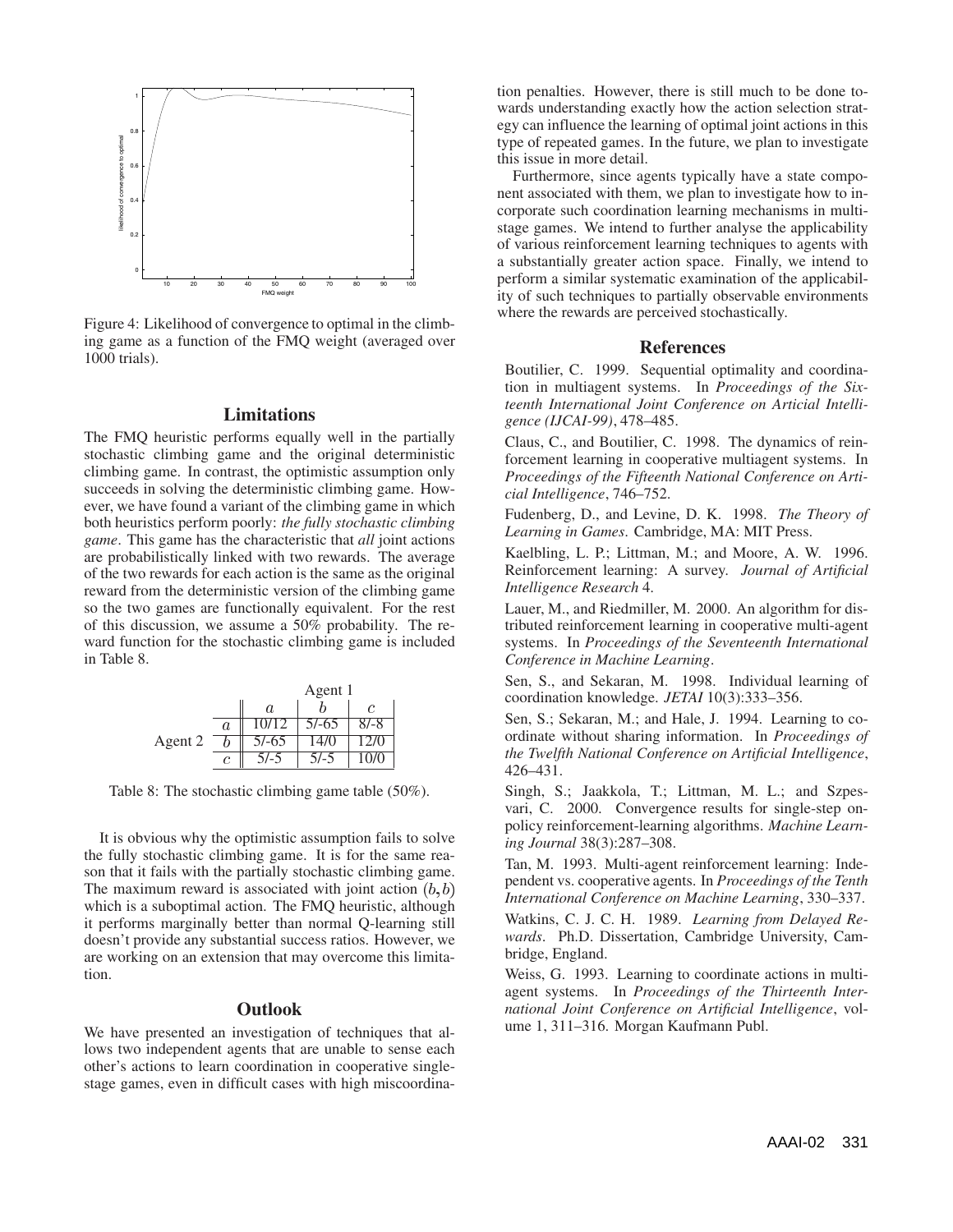likelihood of convergence to optimal

FMQ weight

0

0.2

0.4

0.6

0.8

1

10 20 30 40 50 60 70 80 90 100

Figure 4: Likelihood of convergence to optimal in the climbing game as a function of the FMQ weight (averaged over 1000 trials).

## Limitations

The FMQ heuristic performs equally well in the partially stochastic climbing game and the original deterministic climbing game. In contrast, the optimistic assumption only succeeds in solving the deterministic climbing game. However, we have found a variant of the climbing game in which both heuristics perform poorly: *the fully stochastic climbing game*. This game has the characteristic that *all* joint actions are probabilistically linked with two rewards. The average of the two rewards for each action is the same as the original reward from the deterministic version of the climbing game so the two games are functionally equivalent. For the rest of this discussion, we assume a 50% probability. The reward function for the stochastic climbing game is included in Table 8.

| | | Agent 1 | | |
|---|---|---|---|---|
| | | $a$ | $b$ | $c$ |
| Agent 2 | $a$ | 10/12 | 5/-65 | 8/-8 |
| | $b$ | 5/-65 | 14/0 | 12/0 |
| | $c$ | 5/-5 | 5/-5 | 10/0 |

Table 8: The stochastic climbing game table (50%).

It is obvious why the optimistic assumption fails to solve the fully stochastic climbing game. It is for the same reason that it fails with the partially stochastic climbing game. The maximum reward is associated with joint action $(b,b)$ which is a suboptimal action. The FMQ heuristic, although it performs marginally better than normal Q-learning still doesn't provide any substantial success ratios. However, we are working on an extension that may overcome this limitation.

## Outlook

We have presented an investigation of techniques that allows two independent agents that are unable to sense each other's actions to learn coordination in cooperative single-stage games, even in difficult cases with high miscoordination penalties. However, there is still much to be done towards understanding exactly how the action selection strategy can influence the learning of optimal joint actions in this type of repeated games. In the future, we plan to investigate this issue in more detail.

Furthermore, since agents typically have a state component associated with them, we plan to investigate how to incorporate such coordination learning mechanisms in multi-stage games. We intend to further analyse the applicability of various reinforcement learning techniques to agents with a substantially greater action space. Finally, we intend to perform a similar systematic examination of the applicability of such techniques to partially observable environments where the rewards are perceived stochastically.

## References

Boutilier, C. 1999. Sequential optimality and coordination in multiagent systems. In *Proceedings of the Sixteenth International Joint Conference on Articial Intelligence (IJCAI-99)*, 478–485.

Claus, C., and Boutilier, C. 1998. The dynamics of reinforcement learning in cooperative multiagent systems. In *Proceedings of the Fifteenth National Conference on Articial Intelligence*, 746–752.

Fudenberg, D., and Levine, D. K. 1998. *The Theory of Learning in Games*. Cambridge, MA: MIT Press.

Kaelbling, L. P.; Littman, M.; and Moore, A. W. 1996. Reinforcement learning: A survey. *Journal of Artificial Intelligence Research* 4.

Lauer, M., and Riedmiller, M. 2000. An algorithm for distributed reinforcement learning in cooperative multi-agent systems. In *Proceedings of the Seventeenth International Conference in Machine Learning*.

Sen, S., and Sekaran, M. 1998. Individual learning of coordination knowledge. *JETAI* 10(3):333–356.

Sen, S.; Sekaran, M.; and Hale, J. 1994. Learning to coordinate without sharing information. In *Proceedings of the Twelfth National Conference on Artificial Intelligence*, 426–431.

Singh, S.; Jaakkola, T.; Littman, M. L.; and Szpesvari, C. 2000. Convergence results for single-step on-policy reinforcement-learning algorithms. *Machine Learning Journal* 38(3):287–308.

Tan, M. 1993. Multi-agent reinforcement learning: Independent vs. cooperative agents. In *Proceedings of the Tenth International Conference on Machine Learning*, 330–337.

Watkins, C. J. C. H. 1989. *Learning from Delayed Rewards*. Ph.D. Dissertation, Cambridge University, Cambridge, England.

Weiss, G. 1993. Learning to coordinate actions in multi-agent systems. In *Proceedings of the Thirteenth International Joint Conference on Artificial Intelligence*, volume 1, 311–316. Morgan Kaufmann Publ.